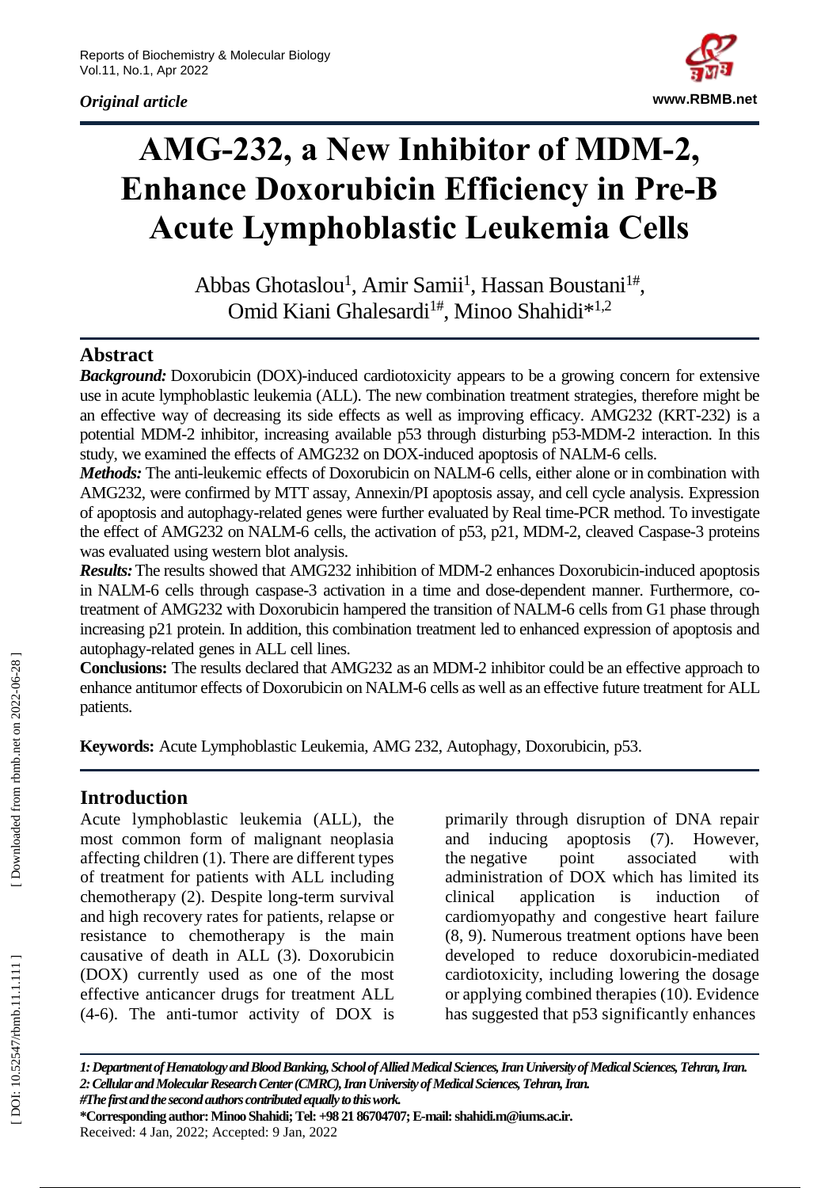*Original article*

# AMG-232, a New Inhibitor of MDM-2, Enhance Doxorubicin Efficiency in Pre-B Acute Lymphoblastic Leukemia Cells

Abbas Ghotaslou[1], Amir Samii[1], Hassan Boustani[1#], Omid Kiani Ghalesardi[1#], Minoo Shahidi*[1,2]

## Abstract

***Background:*** Doxorubicin (DOX)-induced cardiotoxicity appears to be a growing concern for extensive use in acute lymphoblastic leukemia (ALL). The new combination treatment strategies, therefore might be an effective way of decreasing its side effects as well as improving efficacy. AMG232 (KRT-232) is a potential MDM-2 inhibitor, increasing available p53 through disturbing p53-MDM-2 interaction. In this study, we examined the effects of AMG232 on DOX-induced apoptosis of NALM-6 cells.

***Methods:*** The anti-leukemic effects of Doxorubicin on NALM-6 cells, either alone or in combination with AMG232, were confirmed by MTT assay, Annexin/PI apoptosis assay, and cell cycle analysis. Expression of apoptosis and autophagy-related genes were further evaluated by Real time-PCR method. To investigate the effect of AMG232 on NALM-6 cells, the activation of p53, p21, MDM-2, cleaved Caspase-3 proteins was evaluated using western blot analysis.

***Results:*** The results showed that AMG232 inhibition of MDM-2 enhances Doxorubicin-induced apoptosis in NALM-6 cells through caspase-3 activation in a time and dose-dependent manner. Furthermore, co-treatment of AMG232 with Doxorubicin hampered the transition of NALM-6 cells from G1 phase through increasing p21 protein. In addition, this combination treatment led to enhanced expression of apoptosis and autophagy-related genes in ALL cell lines.

**Conclusions:** The results declared that AMG232 as an MDM-2 inhibitor could be an effective approach to enhance antitumor effects of Doxorubicin on NALM-6 cells as well as an effective future treatment for ALL patients.

**Keywords:** Acute Lymphoblastic Leukemia, AMG 232, Autophagy, Doxorubicin, p53.

## Introduction

Acute lymphoblastic leukemia (ALL), the most common form of malignant neoplasia affecting children (1). There are different types of treatment for patients with ALL including chemotherapy (2). Despite long-term survival and high recovery rates for patients, relapse or resistance to chemotherapy is the main causative of death in ALL (3). Doxorubicin (DOX) currently used as one of the most effective anticancer drugs for treatment ALL (4-6). The anti-tumor activity of DOX is primarily through disruption of DNA repair and inducing apoptosis (7). However, the negative point associated with administration of DOX which has limited its clinical application is induction of cardiomyopathy and congestive heart failure (8, 9). Numerous treatment options have been developed to reduce doxorubicin-mediated cardiotoxicity, including lowering the dosage or applying combined therapies (10). Evidence has suggested that p53 significantly enhances

*1: Department of Hematology and Blood Banking, School of Allied Medical Sciences, Iran University of Medical Sciences, Tehran, Iran.*
*2: Cellular and Molecular Research Center (CMRC), Iran University of Medical Sciences, Tehran, Iran.*
*#The first and the second authors contributed equally to this work.*
**\*Corresponding author: Minoo Shahidi; Tel: +98 21 86704707; E-mail: shahidi.m@iums.ac.ir.**
Received: 4 Jan, 2022; Accepted: 9 Jan, 2022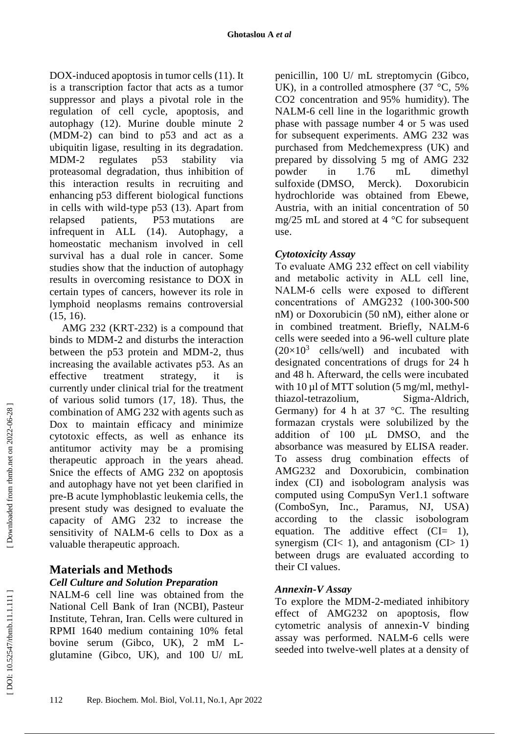DOX-induced apoptosis in tumor cells (11). It is a transcription factor that acts as a tumor suppressor and plays a pivotal role in the regulation of cell cycle, apoptosis, and autophagy (12). Murine double minute 2 (MDM-2) can bind to p53 and act as a ubiquitin ligase, resulting in its degradation. MDM-2 regulates p53 stability via proteasomal degradation, thus inhibition of this interaction results in recruiting and enhancing p53 different biological functions in cells with wild-type p53 (13). Apart from relapsed patients, P53 mutations are infrequent in ALL (14). Autophagy, a homeostatic mechanism involved in cell survival has a dual role in cancer. Some studies show that the induction of autophagy results in overcoming resistance to DOX in certain types of cancers, however its role in lymphoid neoplasms remains controversial (15, 16).

AMG 232 (KRT-232) is a compound that binds to MDM-2 and disturbs the interaction between the p53 protein and MDM-2, thus increasing the available activates p53. As an effective treatment strategy, it is currently under clinical trial for the treatment of various solid tumors (17, 18). Thus, the combination of AMG 232 with agents such as Dox to maintain efficacy and minimize cytotoxic effects, as well as enhance its antitumor activity may be a promising therapeutic approach in the years ahead. Snice the effects of AMG 232 on apoptosis and autophagy have not yet been clarified in pre-B acute lymphoblastic leukemia cells, the present study was designed to evaluate the capacity of AMG 232 to increase the sensitivity of NALM-6 cells to Dox as a valuable therapeutic approach.

## Materials and Methods

### *Cell Culture and Solution Preparation*

NALM-6 cell line was obtained from the National Cell Bank of Iran (NCBI), Pasteur Institute, Tehran, Iran. Cells were cultured in RPMI 1640 medium containing 10% fetal bovine serum (Gibco, UK), 2 mM L-glutamine (Gibco, UK), and 100 U/ mL penicillin, 100 U/ mL streptomycin (Gibco, UK), in a controlled atmosphere (37 °C, 5% CO2 concentration and 95% humidity). The NALM-6 cell line in the logarithmic growth phase with passage number 4 or 5 was used for subsequent experiments. AMG 232 was purchased from Medchemexpress (UK) and prepared by dissolving 5 mg of AMG 232 powder in 1.76 mL dimethyl sulfoxide (DMSO, Merck). Doxorubicin hydrochloride was obtained from Ebewe, Austria, with an initial concentration of 50 mg/25 mL and stored at 4 °C for subsequent use.

### *Cytotoxicity Assay*

To evaluate AMG 232 effect on cell viability and metabolic activity in ALL cell line, NALM-6 cells were exposed to different concentrations of AMG232 (100،300،500 nM) or Doxorubicin (50 nM), either alone or in combined treatment. Briefly, NALM-6 cells were seeded into a 96-well culture plate ($20\times10^3$ cells/well) and incubated with designated concentrations of drugs for 24 h and 48 h. Afterward, the cells were incubated with 10 µl of MTT solution (5 mg/ml, methyl-thiazol-tetrazolium, Sigma-Aldrich, Germany) for 4 h at 37 °C. The resulting formazan crystals were solubilized by the addition of 100 μL DMSO, and the absorbance was measured by ELISA reader. To assess drug combination effects of AMG232 and Doxorubicin, combination index (CI) and isobologram analysis was computed using CompuSyn Ver1.1 software (ComboSyn, Inc., Paramus, NJ, USA) according to the classic isobologram equation. The additive effect (CI= 1), synergism (CI< 1), and antagonism (CI> 1) between drugs are evaluated according to their CI values.

### *Annexin-V Assay*

To explore the MDM-2-mediated inhibitory effect of AMG232 on apoptosis, flow cytometric analysis of annexin-V binding assay was performed. NALM-6 cells were seeded into twelve-well plates at a density of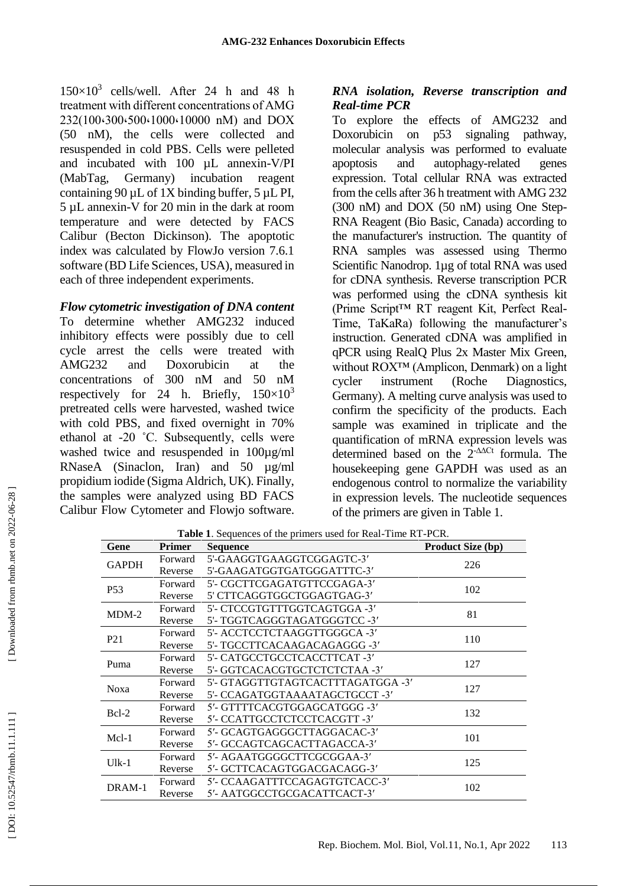$150\times10^3$ cells/well. After 24 h and 48 h treatment with different concentrations of AMG 232(100،300،500،1000،10000 nM) and DOX (50 nM), the cells were collected and resuspended in cold PBS. Cells were pelleted and incubated with 100 µL annexin-V/PI (MabTag, Germany) incubation reagent containing 90 µL of 1X binding buffer, 5 µL PI, 5 µL annexin-V for 20 min in the dark at room temperature and were detected by FACS Calibur (Becton Dickinson). The apoptotic index was calculated by FlowJo version 7.6.1 software (BD Life Sciences, USA), measured in each of three independent experiments.

***Flow cytometric investigation of DNA content***

To determine whether AMG232 induced inhibitory effects were possibly due to cell cycle arrest the cells were treated with AMG232 and Doxorubicin at the concentrations of 300 nM and 50 nM respectively for 24 h. Briefly, $150\times10^3$ pretreated cells were harvested, washed twice with cold PBS, and fixed overnight in 70% ethanol at -20 ˚C. Subsequently, cells were washed twice and resuspended in 100µg/ml RNaseA (Sinaclon, Iran) and 50 µg/ml propidium iodide (Sigma Aldrich, UK). Finally, the samples were analyzed using BD FACS Calibur Flow Cytometer and Flowjo software.

***RNA isolation, Reverse transcription and Real-time PCR***

To explore the effects of AMG232 and Doxorubicin on p53 signaling pathway, molecular analysis was performed to evaluate apoptosis and autophagy-related genes expression. Total cellular RNA was extracted from the cells after 36 h treatment with AMG 232 (300 nM) and DOX (50 nM) using One Step-RNA Reagent (Bio Basic, Canada) according to the manufacturer's instruction. The quantity of RNA samples was assessed using Thermo Scientific Nanodrop. 1µg of total RNA was used for cDNA synthesis. Reverse transcription PCR was performed using the cDNA synthesis kit (Prime Script™ RT reagent Kit, Perfect Real-Time, TaKaRa) following the manufacturer's instruction. Generated cDNA was amplified in qPCR using RealQ Plus 2x Master Mix Green, without ROX™ (Amplicon, Denmark) on a light cycler instrument (Roche Diagnostics, Germany). A melting curve analysis was used to confirm the specificity of the products. Each sample was examined in triplicate and the quantification of mRNA expression levels was determined based on the $2^{-\Delta\Delta Ct}$ formula. The housekeeping gene GAPDH was used as an endogenous control to normalize the variability in expression levels. The nucleotide sequences of the primers are given in Table 1.

**Table 1**. Sequences of the primers used for Real-Time RT-PCR.

| Gene | Primer | Sequence | Product Size (bp) |
|---|---|---|---|
| GAPDH | Forward | 5'-GAAGGTGAAGGTCGGAGTC-3′ | 226 |
| | Reverse | 5'-GAAGATGGTGATGGGATTTC-3′ | |
| P53 | Forward | 5'- CGCTTCGAGATGTTCCGAGA-3′ | 102 |
| | Reverse | 5' CTTCAGGTGGCTGGAGTGAG-3′ | |
| MDM-2 | Forward | 5'- CTCCGTGTTTGGTCAGTGGA -3′ | 81 |
| | Reverse | 5'- TGGTCAGGGTAGATGGGTCC -3′ | |
| P21 | Forward | 5'- ACCTCCTCTAAGGTTGGGCA -3′ | 110 |
| | Reverse | 5'- TGCCTTCACAAGACAGAGGG -3′ | |
| Puma | Forward | 5'- CATGCCTGCCTCACCTTCAT -3′ | 127 |
| | Reverse | 5'- GGTCACACGTGCTCTCTCTAA -3′ | |
| Noxa | Forward | 5'- GTAGGTTGTAGTCACTTTAGATGGA -3′ | 127 |
| | Reverse | 5'- CCAGATGGTAAAATAGCTGCCT -3′ | |
| Bcl-2 | Forward | 5′- GTTTTCACGTGGAGCATGGG -3′ | 132 |
| | Reverse | 5′- CCATTGCCTCTCCTCACGTT -3′ | |
| Mcl-1 | Forward | 5′- GCAGTGAGGGCTTAGGACAC-3′ | 101 |
| | Reverse | 5′- GCCAGTCAGCACTTAGACCA-3′ | |
| Ulk-1 | Forward | 5′- AGAATGGGGCTTCGCGGAA-3′ | 125 |
| | Reverse | 5′- GCTTCACAGTGGACGACAGG-3′ | |
| DRAM-1 | Forward | 5′- CCAAGATTTCCAGAGTGTCACC-3′ | 102 |
| | Reverse | 5′- AATGGCCTGCGACATTCACT-3′ | |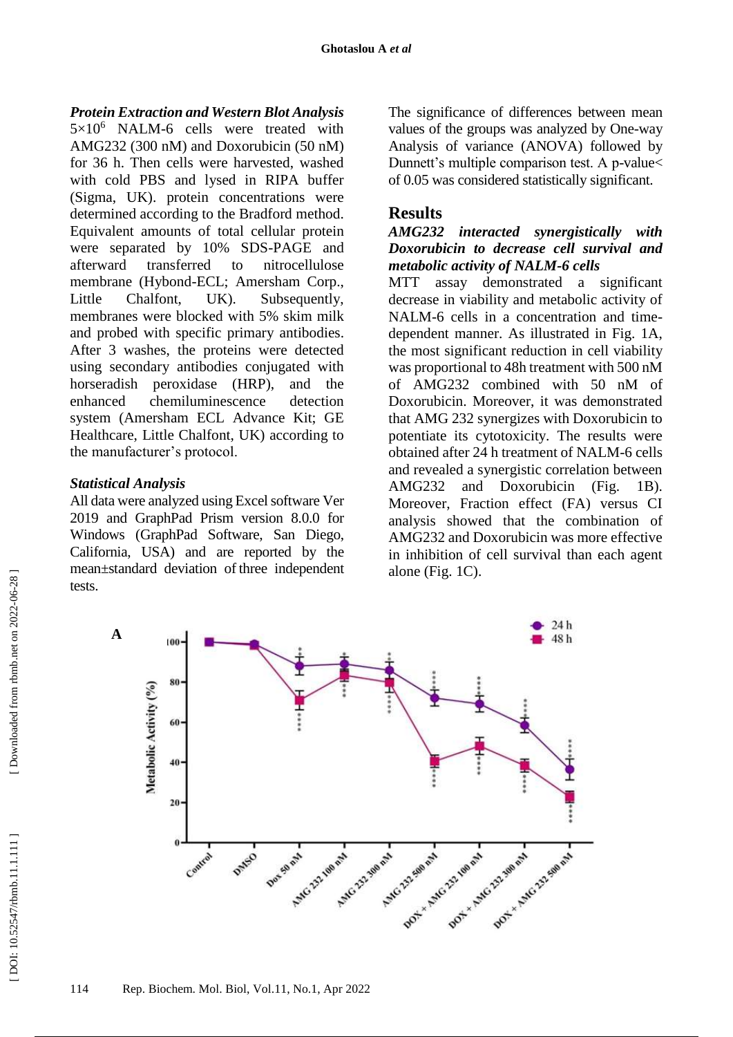### Protein Extraction and Western Blot Analysis

$5\times10^6$ NALM-6 cells were treated with AMG232 (300 nM) and Doxorubicin (50 nM) for 36 h. Then cells were harvested, washed with cold PBS and lysed in RIPA buffer (Sigma, UK). protein concentrations were determined according to the Bradford method. Equivalent amounts of total cellular protein were separated by 10% SDS-PAGE and afterward transferred to nitrocellulose membrane (Hybond-ECL; Amersham Corp., Little Chalfont, UK). Subsequently, membranes were blocked with 5% skim milk and probed with specific primary antibodies. After 3 washes, the proteins were detected using secondary antibodies conjugated with horseradish peroxidase (HRP), and the enhanced chemiluminescence detection system (Amersham ECL Advance Kit; GE Healthcare, Little Chalfont, UK) according to the manufacturer's protocol.

### Statistical Analysis

All data were analyzed using Excel software Ver 2019 and GraphPad Prism version 8.0.0 for Windows (GraphPad Software, San Diego, California, USA) and are reported by the mean±standard deviation of three independent tests.

The significance of differences between mean values of the groups was analyzed by One-way Analysis of variance (ANOVA) followed by Dunnett's multiple comparison test. A p-value< of 0.05 was considered statistically significant.

## Results

### AMG232 interacted synergistically with Doxorubicin to decrease cell survival and metabolic activity of NALM-6 cells

MTT assay demonstrated a significant decrease in viability and metabolic activity of NALM-6 cells in a concentration and time-dependent manner. As illustrated in Fig. 1A, the most significant reduction in cell viability was proportional to 48h treatment with 500 nM of AMG232 combined with 50 nM of Doxorubicin. Moreover, it was demonstrated that AMG 232 synergizes with Doxorubicin to potentiate its cytotoxicity. The results were obtained after 24 h treatment of NALM-6 cells and revealed a synergistic correlation between AMG232 and Doxorubicin (Fig. 1B). Moreover, Fraction effect (FA) versus CI analysis showed that the combination of AMG232 and Doxorubicin was more effective in inhibition of cell survival than each agent alone (Fig. 1C).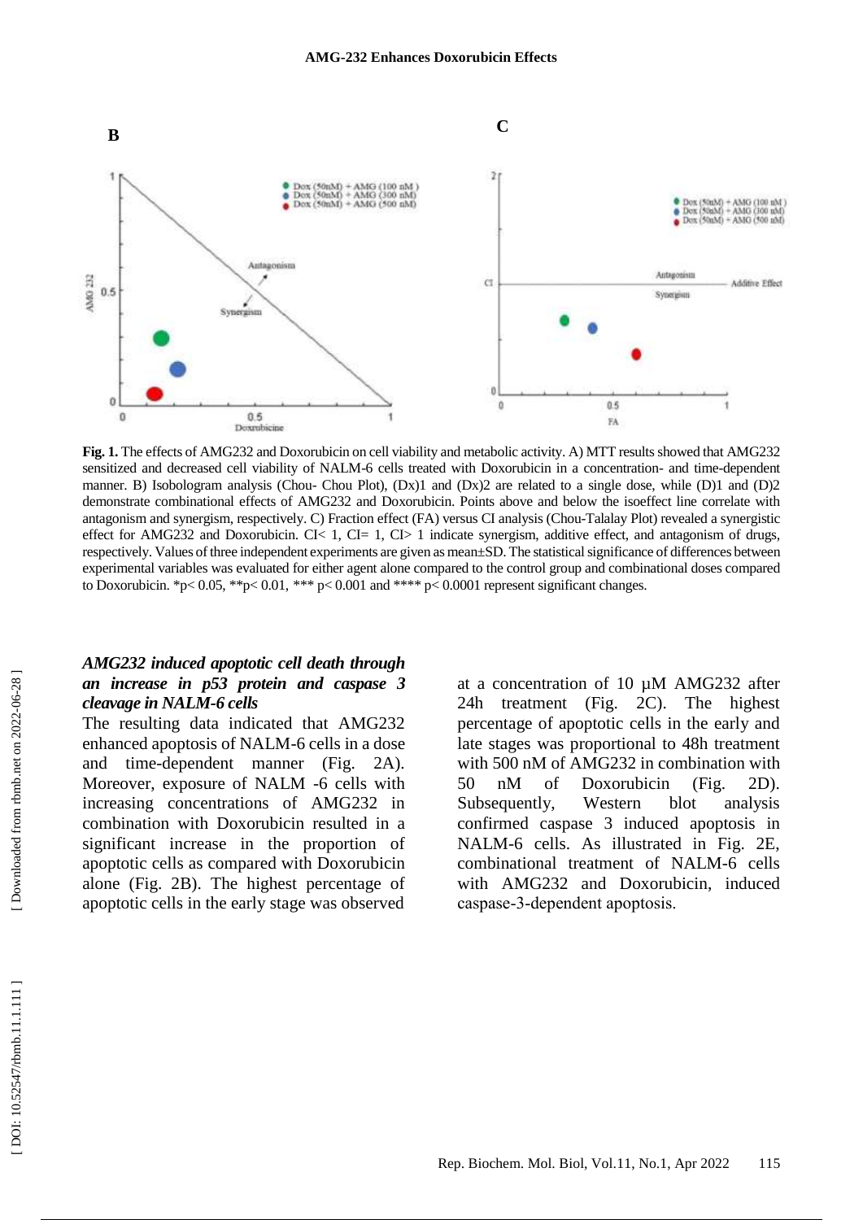**Fig. 1.** The effects of AMG232 and Doxorubicin on cell viability and metabolic activity. A) MTT results showed that AMG232 sensitized and decreased cell viability of NALM-6 cells treated with Doxorubicin in a concentration- and time-dependent manner. B) Isobologram analysis (Chou- Chou Plot), (Dx)1 and (Dx)2 are related to a single dose, while (D)1 and (D)2 demonstrate combinational effects of AMG232 and Doxorubicin. Points above and below the isoeffect line correlate with antagonism and synergism, respectively. C) Fraction effect (FA) versus CI analysis (Chou-Talalay Plot) revealed a synergistic effect for AMG232 and Doxorubicin. CI< 1, CI= 1, CI> 1 indicate synergism, additive effect, and antagonism of drugs, respectively. Values of three independent experiments are given as mean±SD. The statistical significance of differences between experimental variables was evaluated for either agent alone compared to the control group and combinational doses compared to Doxorubicin. *p< 0.05, **p< 0.01, *** p< 0.001 and **** p< 0.0001 represent significant changes.

### *AMG232 induced apoptotic cell death through an increase in p53 protein and caspase 3 cleavage in NALM-6 cells*

The resulting data indicated that AMG232 enhanced apoptosis of NALM-6 cells in a dose and time-dependent manner (Fig. 2A). Moreover, exposure of NALM -6 cells with increasing concentrations of AMG232 in combination with Doxorubicin resulted in a significant increase in the proportion of apoptotic cells as compared with Doxorubicin alone (Fig. 2B). The highest percentage of apoptotic cells in the early stage was observed at a concentration of 10 µM AMG232 after 24h treatment (Fig. 2C). The highest percentage of apoptotic cells in the early and late stages was proportional to 48h treatment with 500 nM of AMG232 in combination with 50 nM of Doxorubicin (Fig. 2D). Subsequently, Western blot analysis confirmed caspase 3 induced apoptosis in NALM-6 cells. As illustrated in Fig. 2E, combinational treatment of NALM-6 cells with AMG232 and Doxorubicin, induced caspase-3-dependent apoptosis.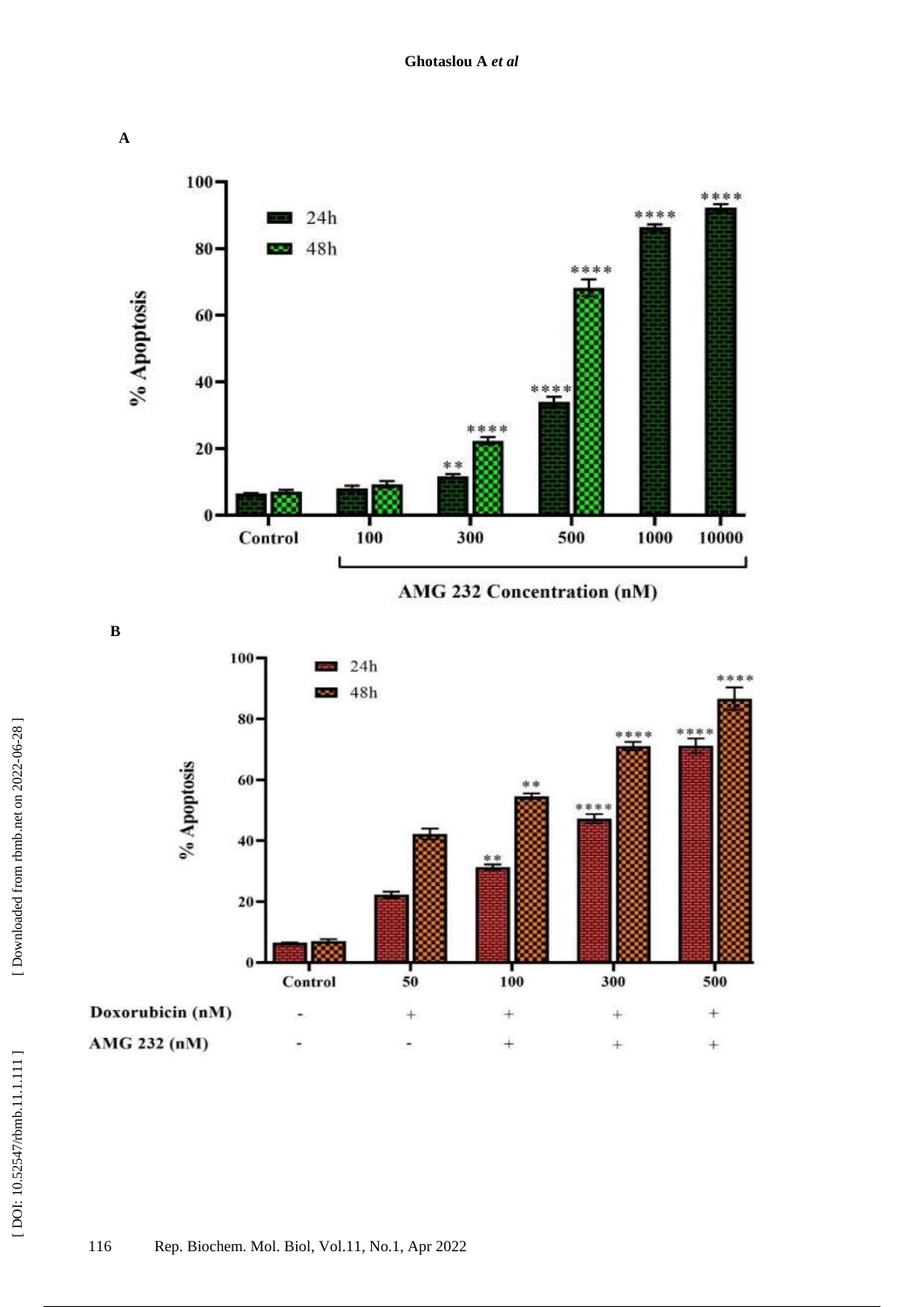**A**

% Apoptosis

24h

48h

AMG 232 Concentration (nM)

Control, 100, 300, 500, 1000, 10000

**B**

% Apoptosis

24h

48h

| | Control | 50 | 100 | 300 | 500 |
|---|---|---|---|---|---|
| **Doxorubicin (nM)** | - | + | + | + | + |
| **AMG 232 (nM)** | - | - | + | + | + |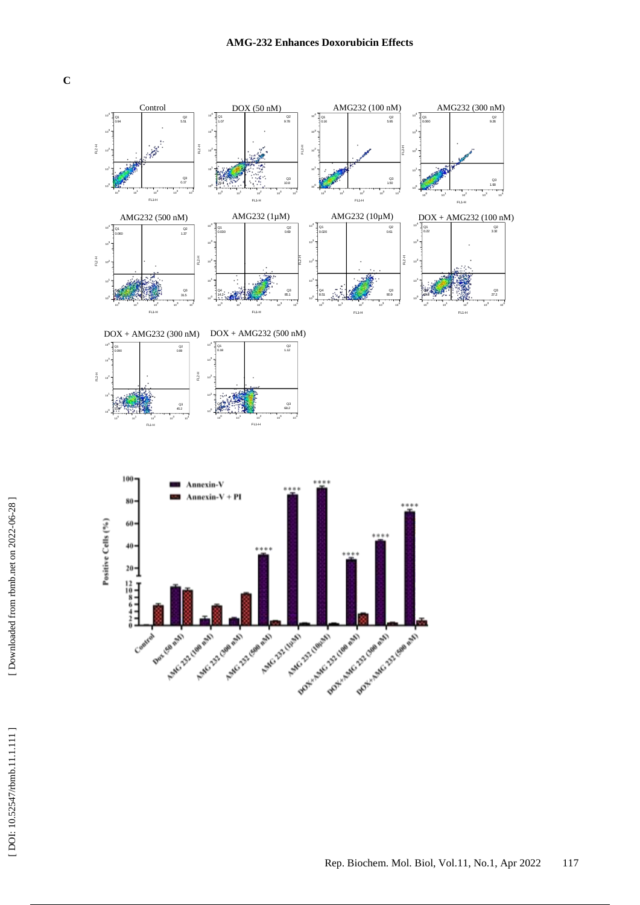C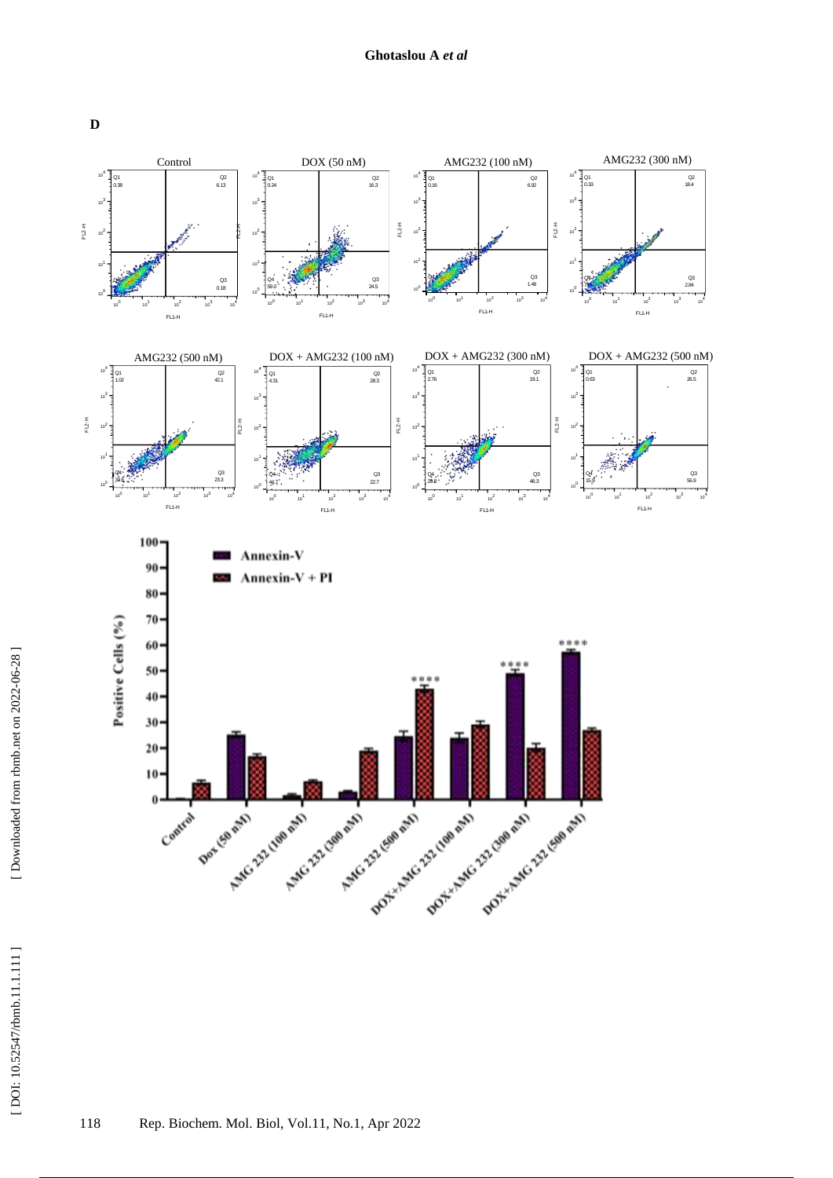**D**

Control | DOX (50 nM) | AMG232 (100 nM) | AMG232 (300 nM)

AMG232 (500 nM) | DOX + AMG232 (100 nM) | DOX + AMG232 (300 nM) | DOX + AMG232 (500 nM)

Annexin-V

Annexin-V + PI

Positive Cells (%)

Control, Dox (50 nM), AMG 232 (100 nM), AMG 232 (300 nM), AMG 232 (500 nM), DOX+AMG 232 (100 nM), DOX+AMG 232 (300 nM), DOX+AMG 232 (500 nM)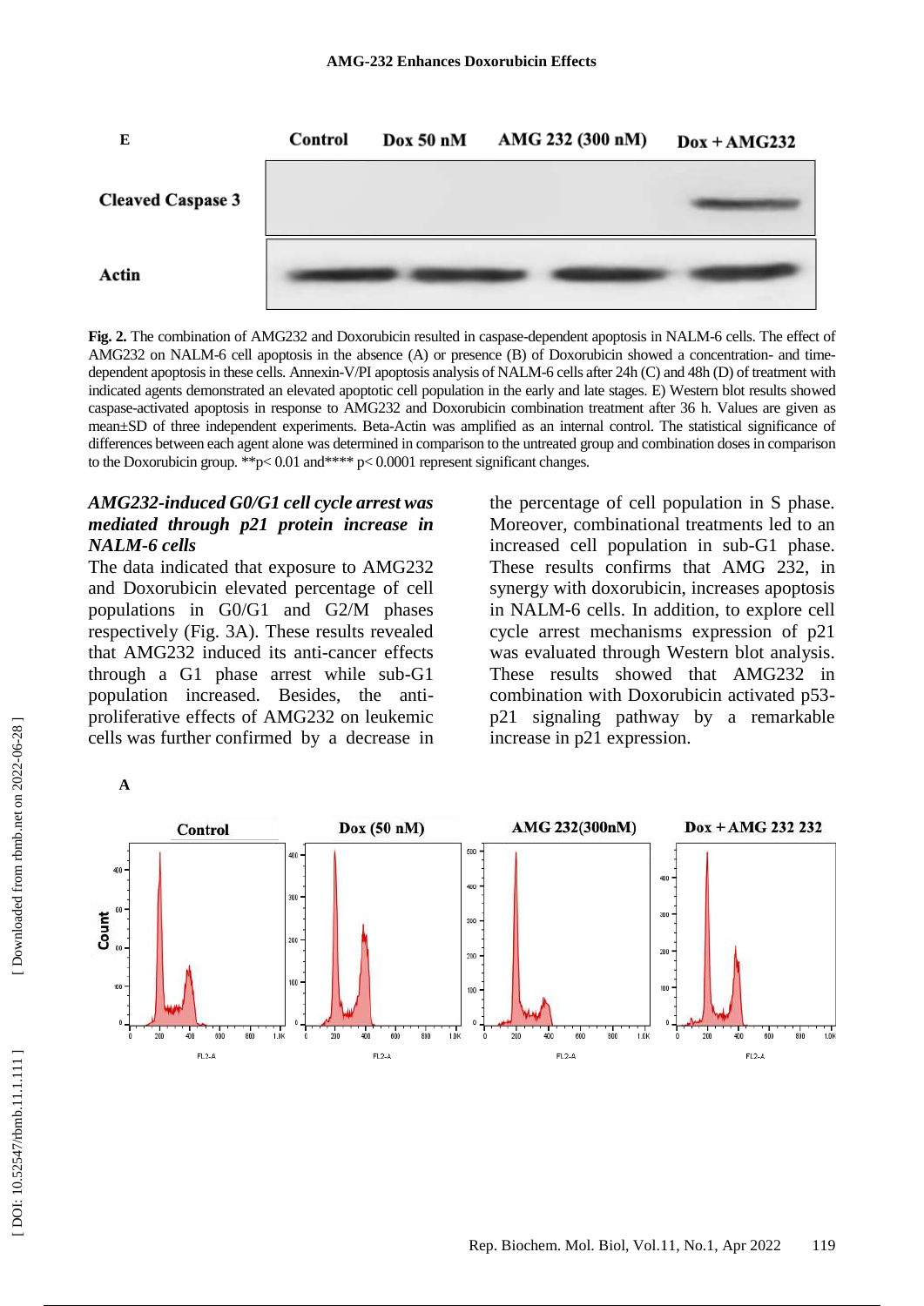**Fig. 2.** The combination of AMG232 and Doxorubicin resulted in caspase-dependent apoptosis in NALM-6 cells. The effect of AMG232 on NALM-6 cell apoptosis in the absence (A) or presence (B) of Doxorubicin showed a concentration- and time-dependent apoptosis in these cells. Annexin-V/PI apoptosis analysis of NALM-6 cells after 24h (C) and 48h (D) of treatment with indicated agents demonstrated an elevated apoptotic cell population in the early and late stages. E) Western blot results showed caspase-activated apoptosis in response to AMG232 and Doxorubicin combination treatment after 36 h. Values are given as mean±SD of three independent experiments. Beta-Actin was amplified as an internal control. The statistical significance of differences between each agent alone was determined in comparison to the untreated group and combination doses in comparison to the Doxorubicin group. **p< 0.01 and**** p< 0.0001 represent significant changes.

### *AMG232-induced G0/G1 cell cycle arrest was mediated through p21 protein increase in NALM-6 cells*

The data indicated that exposure to AMG232 and Doxorubicin elevated percentage of cell populations in G0/G1 and G2/M phases respectively (Fig. 3A). These results revealed that AMG232 induced its anti-cancer effects through a G1 phase arrest while sub-G1 population increased. Besides, the anti-proliferative effects of AMG232 on leukemic cells was further confirmed by a decrease in the percentage of cell population in S phase. Moreover, combinational treatments led to an increased cell population in sub-G1 phase. These results confirms that AMG 232, in synergy with doxorubicin, increases apoptosis in NALM-6 cells. In addition, to explore cell cycle arrest mechanisms expression of p21 was evaluated through Western blot analysis. These results showed that AMG232 in combination with Doxorubicin activated p53-p21 signaling pathway by a remarkable increase in p21 expression.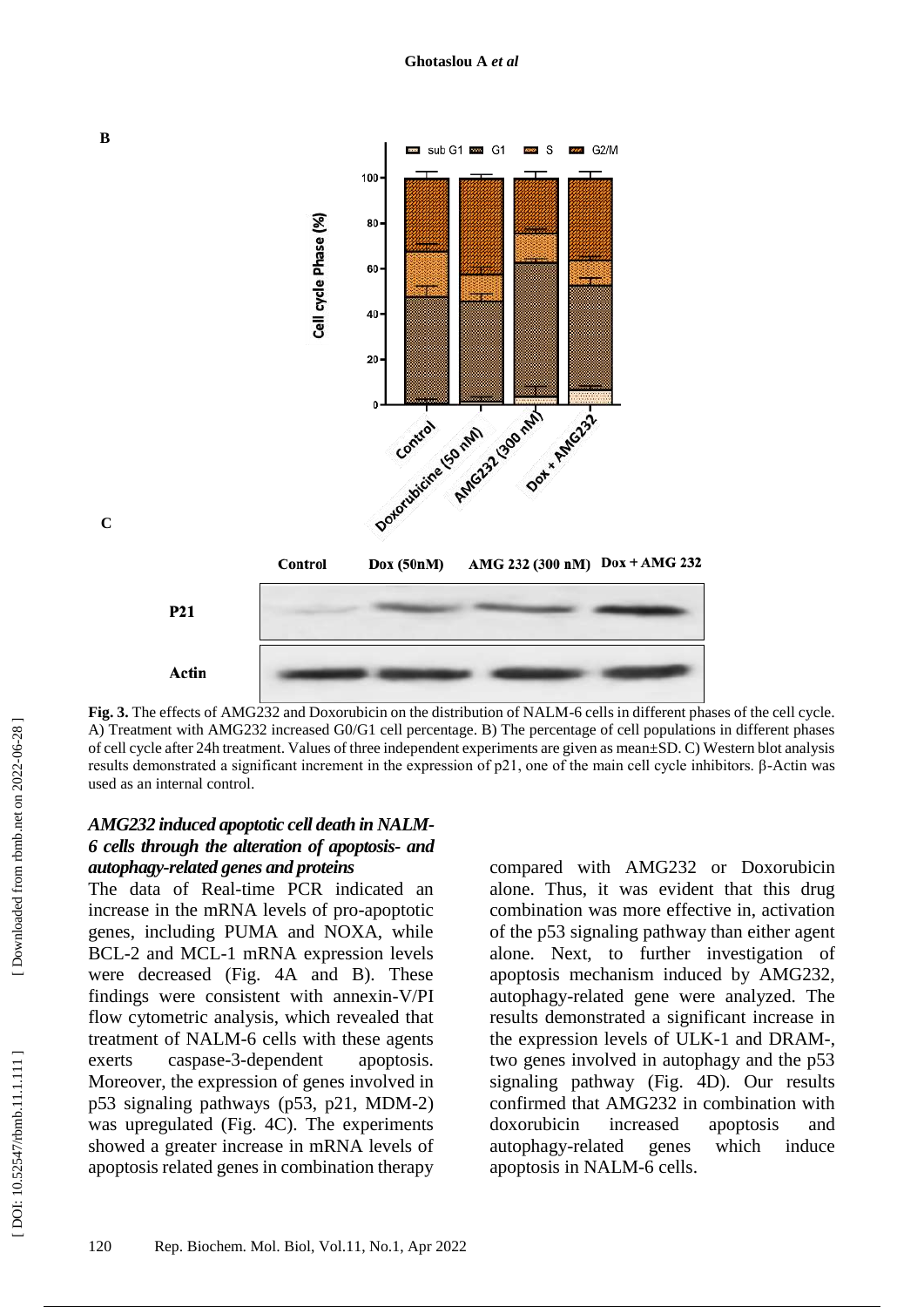B

C

**Fig. 3.** The effects of AMG232 and Doxorubicin on the distribution of NALM-6 cells in different phases of the cell cycle. A) Treatment with AMG232 increased G0/G1 cell percentage. B) The percentage of cell populations in different phases of cell cycle after 24h treatment. Values of three independent experiments are given as mean±SD. C) Western blot analysis results demonstrated a significant increment in the expression of p21, one of the main cell cycle inhibitors. β-Actin was used as an internal control.

### *AMG232 induced apoptotic cell death in NALM-6 cells through the alteration of apoptosis- and autophagy-related genes and proteins*

The data of Real-time PCR indicated an increase in the mRNA levels of pro-apoptotic genes, including PUMA and NOXA, while BCL-2 and MCL-1 mRNA expression levels were decreased (Fig. 4A and B). These findings were consistent with annexin-V/PI flow cytometric analysis, which revealed that treatment of NALM-6 cells with these agents exerts caspase-3-dependent apoptosis. Moreover, the expression of genes involved in p53 signaling pathways (p53, p21, MDM-2) was upregulated (Fig. 4C). The experiments showed a greater increase in mRNA levels of apoptosis related genes in combination therapy compared with AMG232 or Doxorubicin alone. Thus, it was evident that this drug combination was more effective in, activation of the p53 signaling pathway than either agent alone. Next, to further investigation of apoptosis mechanism induced by AMG232, autophagy-related gene were analyzed. The results demonstrated a significant increase in the expression levels of ULK-1 and DRAM-, two genes involved in autophagy and the p53 signaling pathway (Fig. 4D). Our results confirmed that AMG232 in combination with doxorubicin increased apoptosis and autophagy-related genes which induce apoptosis in NALM-6 cells.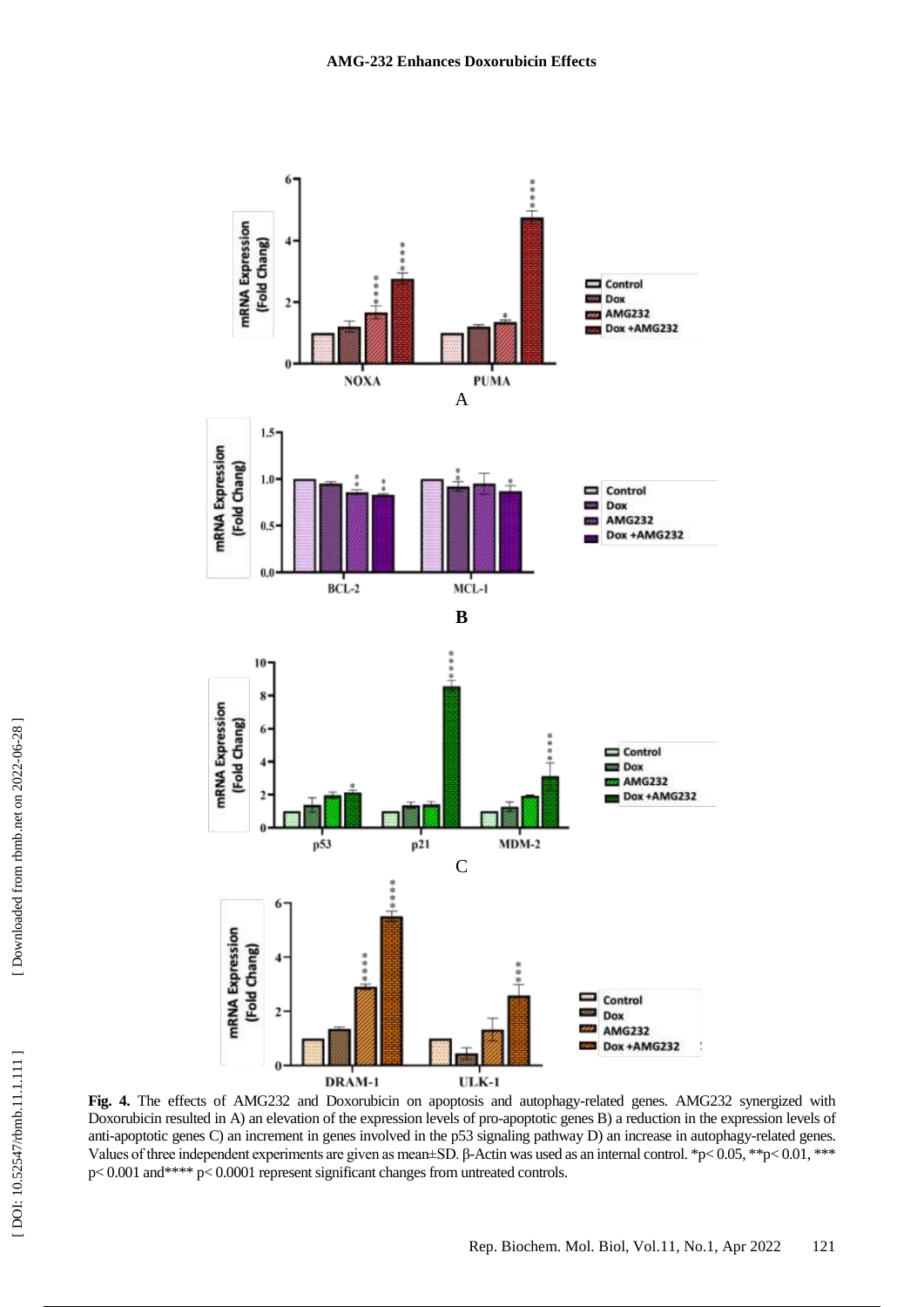**Fig. 4.** The effects of AMG232 and Doxorubicin on apoptosis and autophagy-related genes. AMG232 synergized with Doxorubicin resulted in A) an elevation of the expression levels of pro-apoptotic genes B) a reduction in the expression levels of anti-apoptotic genes C) an increment in genes involved in the p53 signaling pathway D) an increase in autophagy-related genes. Values of three independent experiments are given as mean±SD. β-Actin was used as an internal control. *p< 0.05, **p< 0.01, *** p< 0.001 and**** p< 0.0001 represent significant changes from untreated controls.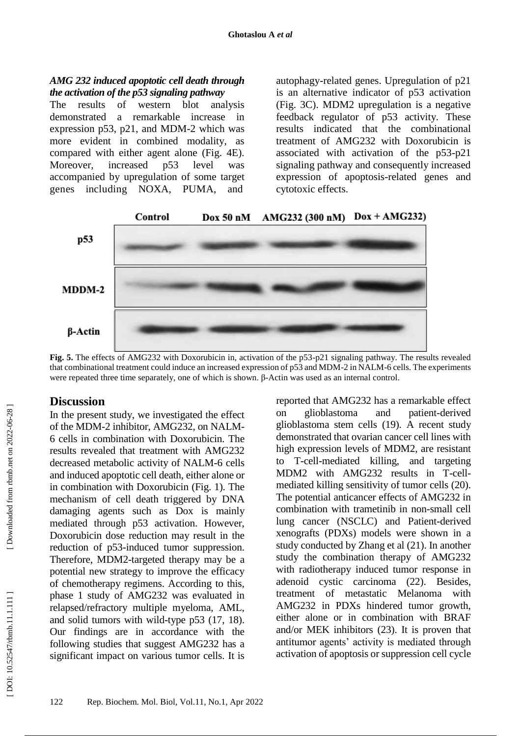### *AMG 232 induced apoptotic cell death through the activation of the p53 signaling pathway*

The results of western blot analysis demonstrated a remarkable increase in expression p53, p21, and MDM-2 which was more evident in combined modality, as compared with either agent alone (Fig. 4E). Moreover, increased p53 level was accompanied by upregulation of some target genes including NOXA, PUMA, and autophagy-related genes. Upregulation of p21 is an alternative indicator of p53 activation (Fig. 3C). MDM2 upregulation is a negative feedback regulator of p53 activity. These results indicated that the combinational treatment of AMG232 with Doxorubicin is associated with activation of the p53-p21 signaling pathway and consequently increased expression of apoptosis-related genes and cytotoxic effects.

**Fig. 5.** The effects of AMG232 with Doxorubicin in, activation of the p53-p21 signaling pathway. The results revealed that combinational treatment could induce an increased expression of p53 and MDM-2 in NALM-6 cells. The experiments were repeated three time separately, one of which is shown. β-Actin was used as an internal control.

## Discussion

In the present study, we investigated the effect of the MDM-2 inhibitor, AMG232, on NALM-6 cells in combination with Doxorubicin. The results revealed that treatment with AMG232 decreased metabolic activity of NALM-6 cells and induced apoptotic cell death, either alone or in combination with Doxorubicin (Fig. 1). The mechanism of cell death triggered by DNA damaging agents such as Dox is mainly mediated through p53 activation. However, Doxorubicin dose reduction may result in the reduction of p53-induced tumor suppression. Therefore, MDM2-targeted therapy may be a potential new strategy to improve the efficacy of chemotherapy regimens. According to this, phase 1 study of AMG232 was evaluated in relapsed/refractory multiple myeloma, AML, and solid tumors with wild-type p53 (17, 18). Our findings are in accordance with the following studies that suggest AMG232 has a significant impact on various tumor cells. It is reported that AMG232 has a remarkable effect on glioblastoma and patient-derived glioblastoma stem cells (19). A recent study demonstrated that ovarian cancer cell lines with high expression levels of MDM2, are resistant to T-cell-mediated killing, and targeting MDM2 with AMG232 results in T-cell-mediated killing sensitivity of tumor cells (20). The potential anticancer effects of AMG232 in combination with trametinib in non-small cell lung cancer (NSCLC) and Patient-derived xenografts (PDXs) models were shown in a study conducted by Zhang et al (21). In another study the combination therapy of AMG232 with radiotherapy induced tumor response in adenoid cystic carcinoma (22). Besides, treatment of metastatic Melanoma with AMG232 in PDXs hindered tumor growth, either alone or in combination with BRAF and/or MEK inhibitors (23). It is proven that antitumor agents' activity is mediated through activation of apoptosis or suppression cell cycle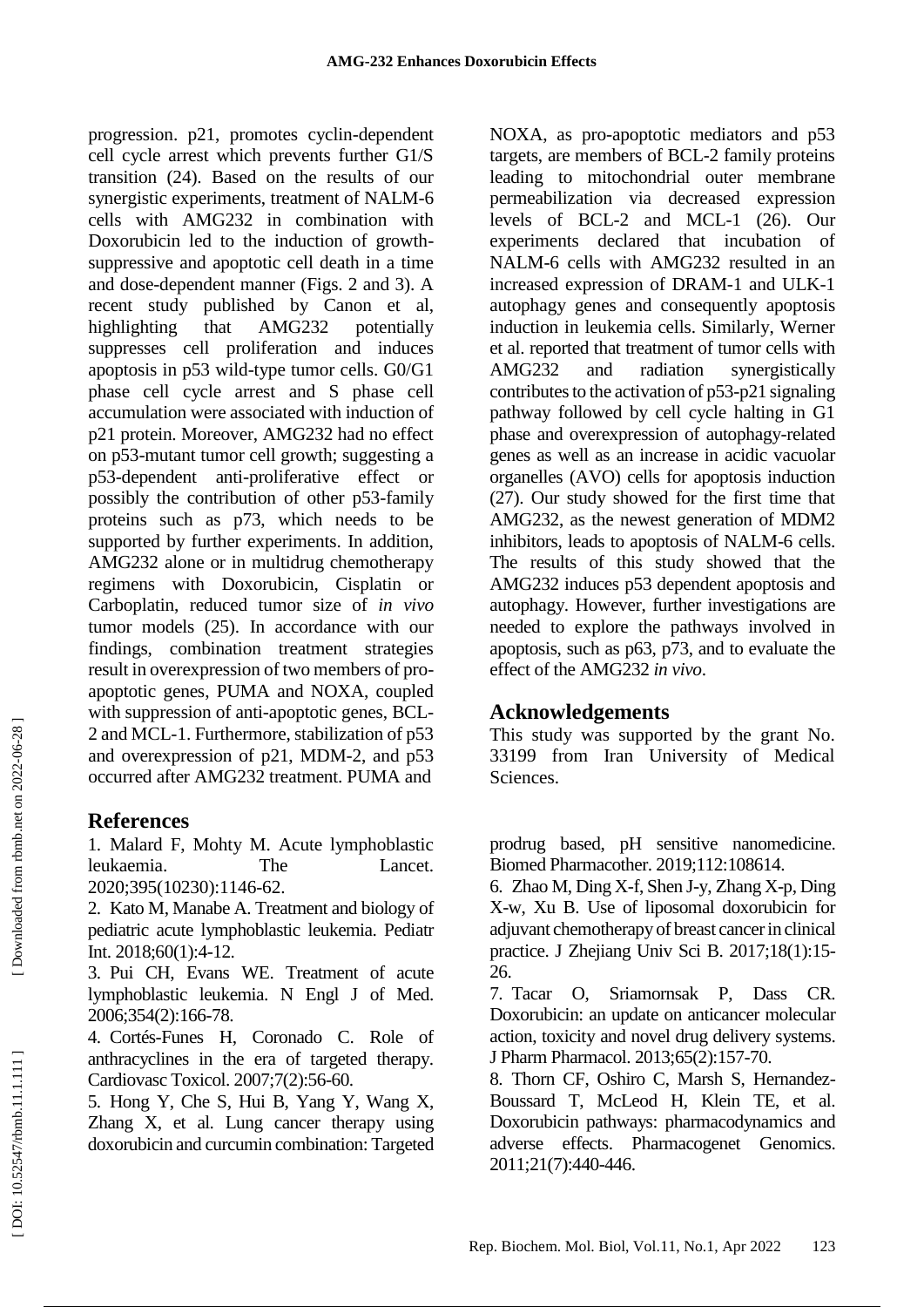progression. p21, promotes cyclin-dependent cell cycle arrest which prevents further G1/S transition (24). Based on the results of our synergistic experiments, treatment of NALM-6 cells with AMG232 in combination with Doxorubicin led to the induction of growth-suppressive and apoptotic cell death in a time and dose-dependent manner (Figs. 2 and 3). A recent study published by Canon et al, highlighting that AMG232 potentially suppresses cell proliferation and induces apoptosis in p53 wild-type tumor cells. G0/G1 phase cell cycle arrest and S phase cell accumulation were associated with induction of p21 protein. Moreover, AMG232 had no effect on p53-mutant tumor cell growth; suggesting a p53-dependent anti-proliferative effect or possibly the contribution of other p53-family proteins such as p73, which needs to be supported by further experiments. In addition, AMG232 alone or in multidrug chemotherapy regimens with Doxorubicin, Cisplatin or Carboplatin, reduced tumor size of *in vivo* tumor models (25). In accordance with our findings, combination treatment strategies result in overexpression of two members of pro-apoptotic genes, PUMA and NOXA, coupled with suppression of anti-apoptotic genes, BCL-2 and MCL-1. Furthermore, stabilization of p53 and overexpression of p21, MDM-2, and p53 occurred after AMG232 treatment. PUMA and NOXA, as pro-apoptotic mediators and p53 targets, are members of BCL-2 family proteins leading to mitochondrial outer membrane permeabilization via decreased expression levels of BCL-2 and MCL-1 (26). Our experiments declared that incubation of NALM-6 cells with AMG232 resulted in an increased expression of DRAM-1 and ULK-1 autophagy genes and consequently apoptosis induction in leukemia cells. Similarly, Werner et al. reported that treatment of tumor cells with AMG232 and radiation synergistically contributes to the activation of p53-p21 signaling pathway followed by cell cycle halting in G1 phase and overexpression of autophagy-related genes as well as an increase in acidic vacuolar organelles (AVO) cells for apoptosis induction (27). Our study showed for the first time that AMG232, as the newest generation of MDM2 inhibitors, leads to apoptosis of NALM-6 cells. The results of this study showed that the AMG232 induces p53 dependent apoptosis and autophagy. However, further investigations are needed to explore the pathways involved in apoptosis, such as p63, p73, and to evaluate the effect of the AMG232 *in vivo*.

## Acknowledgements

This study was supported by the grant No. 33199 from Iran University of Medical Sciences.

## References

1. Malard F, Mohty M. Acute lymphoblastic leukaemia. The Lancet. 2020;395(10230):1146-62.
2. Kato M, Manabe A. Treatment and biology of pediatric acute lymphoblastic leukemia. Pediatr Int. 2018;60(1):4-12.
3. Pui CH, Evans WE. Treatment of acute lymphoblastic leukemia. N Engl J of Med. 2006;354(2):166-78.
4. Cortés-Funes H, Coronado C. Role of anthracyclines in the era of targeted therapy. Cardiovasc Toxicol. 2007;7(2):56-60.
5. Hong Y, Che S, Hui B, Yang Y, Wang X, Zhang X, et al. Lung cancer therapy using doxorubicin and curcumin combination: Targeted prodrug based, pH sensitive nanomedicine. Biomed Pharmacother. 2019;112:108614.
6. Zhao M, Ding X-f, Shen J-y, Zhang X-p, Ding X-w, Xu B. Use of liposomal doxorubicin for adjuvant chemotherapy of breast cancer in clinical practice. J Zhejiang Univ Sci B. 2017;18(1):15-26.
7. Tacar O, Sriamornsak P, Dass CR. Doxorubicin: an update on anticancer molecular action, toxicity and novel drug delivery systems. J Pharm Pharmacol. 2013;65(2):157-70.
8. Thorn CF, Oshiro C, Marsh S, Hernandez-Boussard T, McLeod H, Klein TE, et al. Doxorubicin pathways: pharmacodynamics and adverse effects. Pharmacogenet Genomics. 2011;21(7):440-446.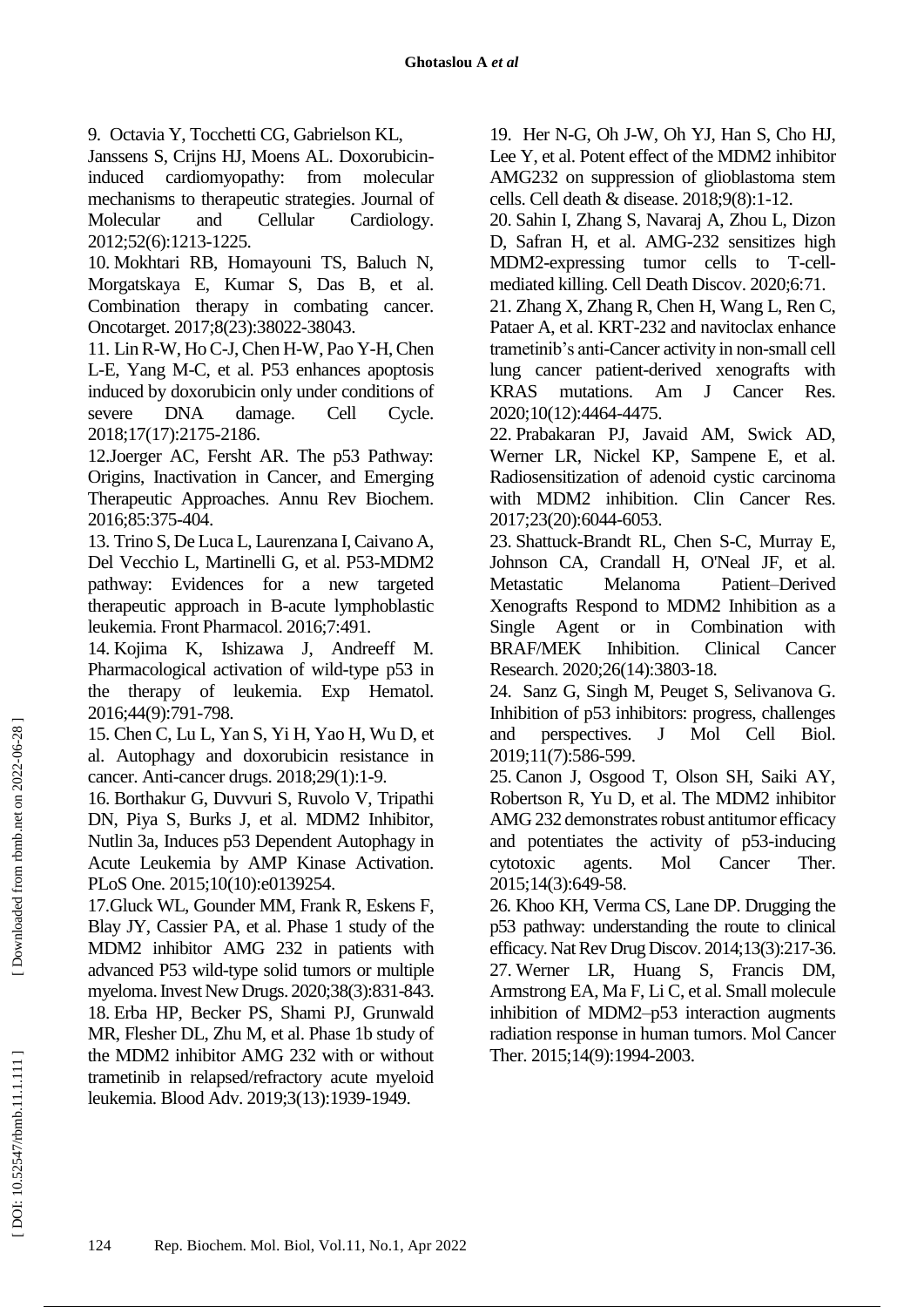9. Octavia Y, Tocchetti CG, Gabrielson KL, Janssens S, Crijns HJ, Moens AL. Doxorubicin-induced cardiomyopathy: from molecular mechanisms to therapeutic strategies. Journal of Molecular and Cellular Cardiology. 2012;52(6):1213-1225.

10. Mokhtari RB, Homayouni TS, Baluch N, Morgatskaya E, Kumar S, Das B, et al. Combination therapy in combating cancer. Oncotarget. 2017;8(23):38022-38043.

11. Lin R-W, Ho C-J, Chen H-W, Pao Y-H, Chen L-E, Yang M-C, et al. P53 enhances apoptosis induced by doxorubicin only under conditions of severe DNA damage. Cell Cycle. 2018;17(17):2175-2186.

12. Joerger AC, Fersht AR. The p53 Pathway: Origins, Inactivation in Cancer, and Emerging Therapeutic Approaches. Annu Rev Biochem. 2016;85:375-404.

13. Trino S, De Luca L, Laurenzana I, Caivano A, Del Vecchio L, Martinelli G, et al. P53-MDM2 pathway: Evidences for a new targeted therapeutic approach in B-acute lymphoblastic leukemia. Front Pharmacol. 2016;7:491.

14. Kojima K, Ishizawa J, Andreeff M. Pharmacological activation of wild-type p53 in the therapy of leukemia. Exp Hematol. 2016;44(9):791-798.

15. Chen C, Lu L, Yan S, Yi H, Yao H, Wu D, et al. Autophagy and doxorubicin resistance in cancer. Anti-cancer drugs. 2018;29(1):1-9.

16. Borthakur G, Duvvuri S, Ruvolo V, Tripathi DN, Piya S, Burks J, et al. MDM2 Inhibitor, Nutlin 3a, Induces p53 Dependent Autophagy in Acute Leukemia by AMP Kinase Activation. PLoS One. 2015;10(10):e0139254.

17. Gluck WL, Gounder MM, Frank R, Eskens F, Blay JY, Cassier PA, et al. Phase 1 study of the MDM2 inhibitor AMG 232 in patients with advanced P53 wild-type solid tumors or multiple myeloma. Invest New Drugs. 2020;38(3):831-843.

18. Erba HP, Becker PS, Shami PJ, Grunwald MR, Flesher DL, Zhu M, et al. Phase 1b study of the MDM2 inhibitor AMG 232 with or without trametinib in relapsed/refractory acute myeloid leukemia. Blood Adv. 2019;3(13):1939-1949.

19. Her N-G, Oh J-W, Oh YJ, Han S, Cho HJ, Lee Y, et al. Potent effect of the MDM2 inhibitor AMG232 on suppression of glioblastoma stem cells. Cell death & disease. 2018;9(8):1-12.

20. Sahin I, Zhang S, Navaraj A, Zhou L, Dizon D, Safran H, et al. AMG-232 sensitizes high MDM2-expressing tumor cells to T-cell-mediated killing. Cell Death Discov. 2020;6:71.

21. Zhang X, Zhang R, Chen H, Wang L, Ren C, Pataer A, et al. KRT-232 and navitoclax enhance trametinib's anti-Cancer activity in non-small cell lung cancer patient-derived xenografts with KRAS mutations. Am J Cancer Res. 2020;10(12):4464-4475.

22. Prabakaran PJ, Javaid AM, Swick AD, Werner LR, Nickel KP, Sampene E, et al. Radiosensitization of adenoid cystic carcinoma with MDM2 inhibition. Clin Cancer Res. 2017;23(20):6044-6053.

23. Shattuck-Brandt RL, Chen S-C, Murray E, Johnson CA, Crandall H, O'Neal JF, et al. Metastatic Melanoma Patient–Derived Xenografts Respond to MDM2 Inhibition as a Single Agent or in Combination with BRAF/MEK Inhibition. Clinical Cancer Research. 2020;26(14):3803-18.

24. Sanz G, Singh M, Peuget S, Selivanova G. Inhibition of p53 inhibitors: progress, challenges and perspectives. J Mol Cell Biol. 2019;11(7):586-599.

25. Canon J, Osgood T, Olson SH, Saiki AY, Robertson R, Yu D, et al. The MDM2 inhibitor AMG 232 demonstrates robust antitumor efficacy and potentiates the activity of p53-inducing cytotoxic agents. Mol Cancer Ther. 2015;14(3):649-58.

26. Khoo KH, Verma CS, Lane DP. Drugging the p53 pathway: understanding the route to clinical efficacy. Nat Rev Drug Discov. 2014;13(3):217-36.

27. Werner LR, Huang S, Francis DM, Armstrong EA, Ma F, Li C, et al. Small molecule inhibition of MDM2–p53 interaction augments radiation response in human tumors. Mol Cancer Ther. 2015;14(9):1994-2003.